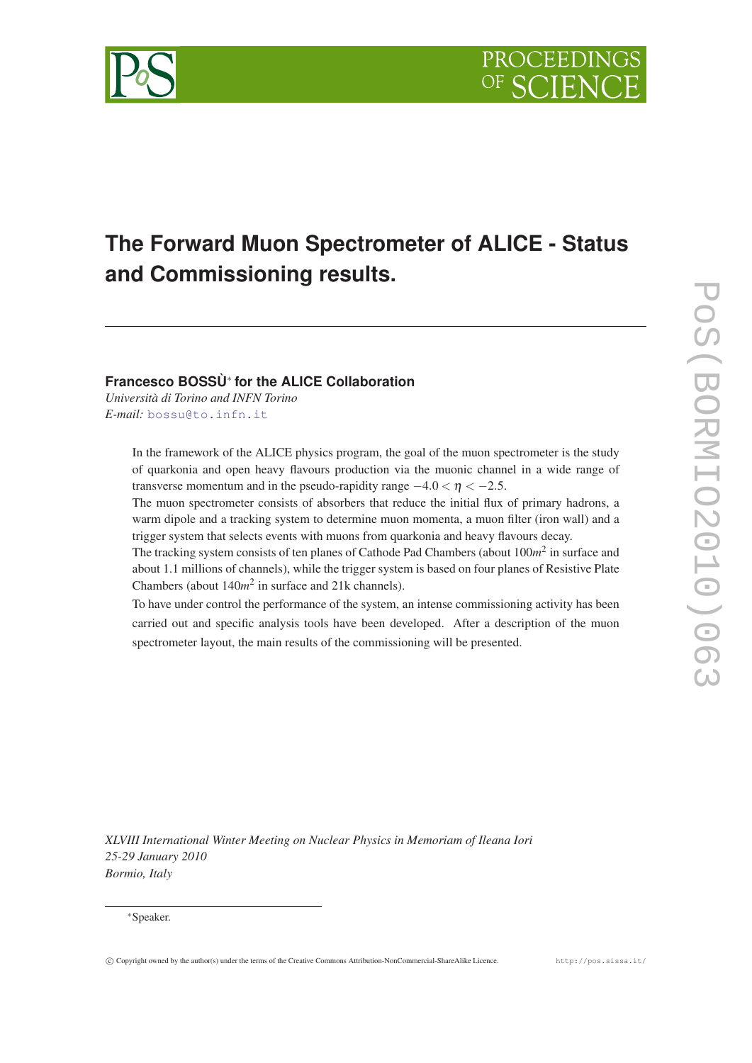# The Forward Muon Spectrometer of ALICE - Status and Commissioning results.

**Francesco BOSSÙ*** **for the ALICE Collaboration**
*Università di Torino and INFN Torino*
*E-mail:* bossu@to.infn.it

In the framework of the ALICE physics program, the goal of the muon spectrometer is the study of quarkonia and open heavy flavours production via the muonic channel in a wide range of transverse momentum and in the pseudo-rapidity range $-4.0 < \eta < -2.5$.
The muon spectrometer consists of absorbers that reduce the initial flux of primary hadrons, a warm dipole and a tracking system to determine muon momenta, a muon filter (iron wall) and a trigger system that selects events with muons from quarkonia and heavy flavours decay.
The tracking system consists of ten planes of Cathode Pad Chambers (about $100m^2$ in surface and about 1.1 millions of channels), while the trigger system is based on four planes of Resistive Plate Chambers (about $140m^2$ in surface and 21k channels).
To have under control the performance of the system, an intense commissioning activity has been carried out and specific analysis tools have been developed. After a description of the muon spectrometer layout, the main results of the commissioning will be presented.

*XLVIII International Winter Meeting on Nuclear Physics in Memoriam of Ileana Iori*
*25-29 January 2010*
*Bormio, Italy*

*Speaker.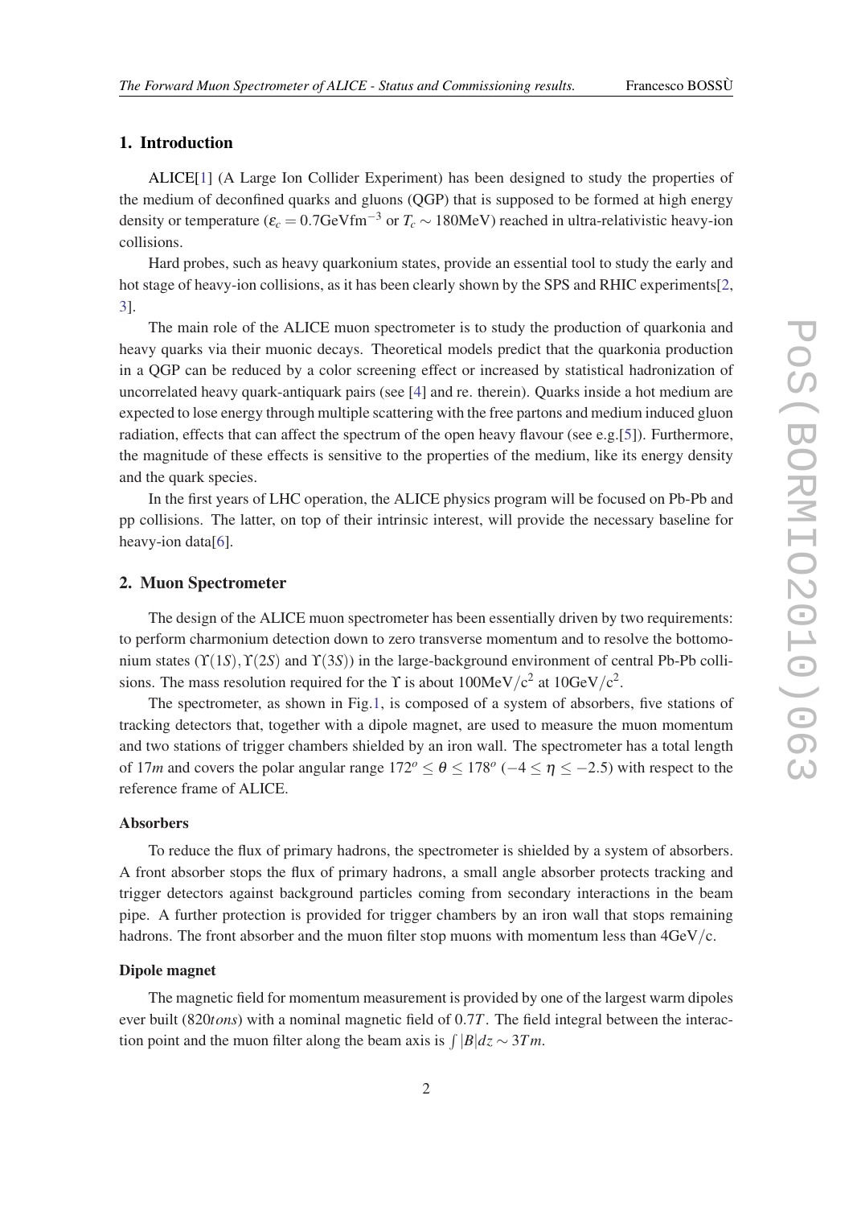## 1. Introduction

ALICE[1] (A Large Ion Collider Experiment) has been designed to study the properties of the medium of deconfined quarks and gluons (QGP) that is supposed to be formed at high energy density or temperature ($\varepsilon_c = 0.7\text{GeVfm}^{-3}$ or $T_c \sim 180\text{MeV}$) reached in ultra-relativistic heavy-ion collisions.

Hard probes, such as heavy quarkonium states, provide an essential tool to study the early and hot stage of heavy-ion collisions, as it has been clearly shown by the SPS and RHIC experiments[2, 3].

The main role of the ALICE muon spectrometer is to study the production of quarkonia and heavy quarks via their muonic decays. Theoretical models predict that the quarkonia production in a QGP can be reduced by a color screening effect or increased by statistical hadronization of uncorrelated heavy quark-antiquark pairs (see [4] and re. therein). Quarks inside a hot medium are expected to lose energy through multiple scattering with the free partons and medium induced gluon radiation, effects that can affect the spectrum of the open heavy flavour (see e.g.[5]). Furthermore, the magnitude of these effects is sensitive to the properties of the medium, like its energy density and the quark species.

In the first years of LHC operation, the ALICE physics program will be focused on Pb-Pb and pp collisions. The latter, on top of their intrinsic interest, will provide the necessary baseline for heavy-ion data[6].

## 2. Muon Spectrometer

The design of the ALICE muon spectrometer has been essentially driven by two requirements: to perform charmonium detection down to zero transverse momentum and to resolve the bottomonium states ($\Upsilon(1S), \Upsilon(2S)$ and $\Upsilon(3S)$) in the large-background environment of central Pb-Pb collisions. The mass resolution required for the $\Upsilon$ is about $100\text{MeV/c}^2$ at $10\text{GeV/c}^2$.

The spectrometer, as shown in Fig.1, is composed of a system of absorbers, five stations of tracking detectors that, together with a dipole magnet, are used to measure the muon momentum and two stations of trigger chambers shielded by an iron wall. The spectrometer has a total length of $17m$ and covers the polar angular range $172^o \leq \theta \leq 178^o$ ($-4 \leq \eta \leq -2.5$) with respect to the reference frame of ALICE.

### Absorbers

To reduce the flux of primary hadrons, the spectrometer is shielded by a system of absorbers. A front absorber stops the flux of primary hadrons, a small angle absorber protects tracking and trigger detectors against background particles coming from secondary interactions in the beam pipe. A further protection is provided for trigger chambers by an iron wall that stops remaining hadrons. The front absorber and the muon filter stop muons with momentum less than $4\text{GeV/c}$.

### Dipole magnet

The magnetic field for momentum measurement is provided by one of the largest warm dipoles ever built ($820\,tons$) with a nominal magnetic field of $0.7T$. The field integral between the interaction point and the muon filter along the beam axis is $\int |B| dz \sim 3Tm$.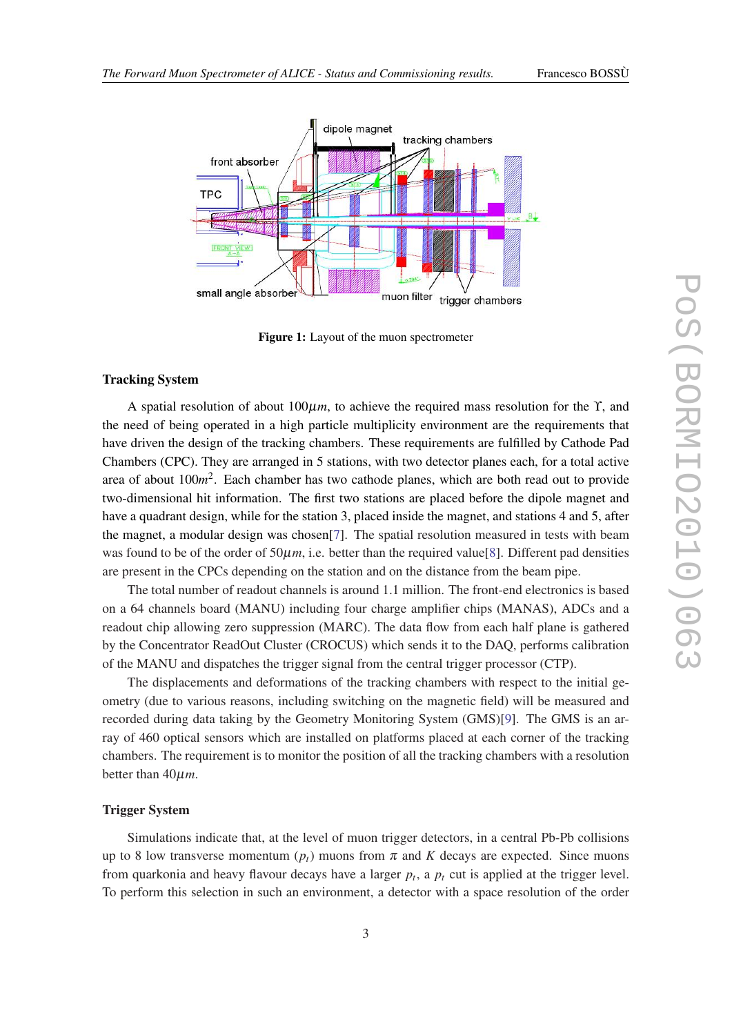Figure 1: Layout of the muon spectrometer

#### Tracking System

A spatial resolution of about $100\mu m$, to achieve the required mass resolution for the $\Upsilon$, and the need of being operated in a high particle multiplicity environment are the requirements that have driven the design of the tracking chambers. These requirements are fulfilled by Cathode Pad Chambers (CPC). They are arranged in 5 stations, with two detector planes each, for a total active area of about $100m^2$. Each chamber has two cathode planes, which are both read out to provide two-dimensional hit information. The first two stations are placed before the dipole magnet and have a quadrant design, while for the station 3, placed inside the magnet, and stations 4 and 5, after the magnet, a modular design was chosen[7]. The spatial resolution measured in tests with beam was found to be of the order of $50\mu m$, i.e. better than the required value[8]. Different pad densities are present in the CPCs depending on the station and on the distance from the beam pipe.

The total number of readout channels is around 1.1 million. The front-end electronics is based on a 64 channels board (MANU) including four charge amplifier chips (MANAS), ADCs and a readout chip allowing zero suppression (MARC). The data flow from each half plane is gathered by the Concentrator ReadOut Cluster (CROCUS) which sends it to the DAQ, performs calibration of the MANU and dispatches the trigger signal from the central trigger processor (CTP).

The displacements and deformations of the tracking chambers with respect to the initial geometry (due to various reasons, including switching on the magnetic field) will be measured and recorded during data taking by the Geometry Monitoring System (GMS)[9]. The GMS is an array of 460 optical sensors which are installed on platforms placed at each corner of the tracking chambers. The requirement is to monitor the position of all the tracking chambers with a resolution better than $40\mu m$.

#### Trigger System

Simulations indicate that, at the level of muon trigger detectors, in a central Pb-Pb collisions up to 8 low transverse momentum ($p_t$) muons from $\pi$ and $K$ decays are expected. Since muons from quarkonia and heavy flavour decays have a larger $p_t$, a $p_t$ cut is applied at the trigger level. To perform this selection in such an environment, a detector with a space resolution of the order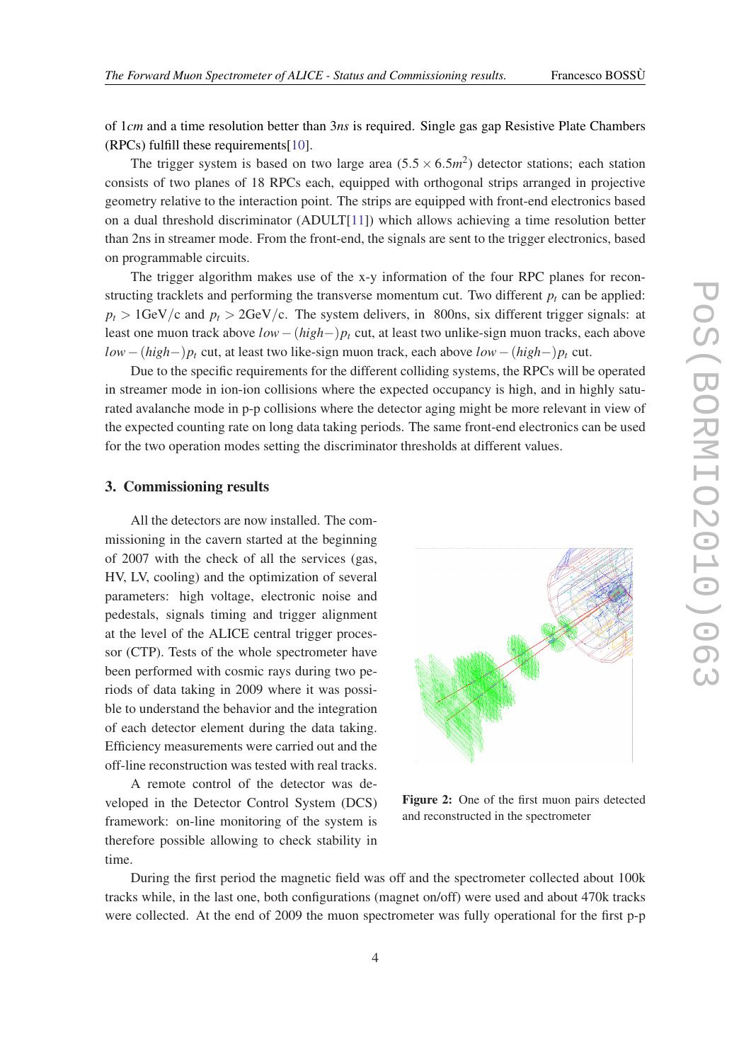of 1*cm* and a time resolution better than 3*ns* is required. Single gas gap Resistive Plate Chambers (RPCs) fulfill these requirements[10].

The trigger system is based on two large area ($5.5 \times 6.5 m^2$) detector stations; each station consists of two planes of 18 RPCs each, equipped with orthogonal strips arranged in projective geometry relative to the interaction point. The strips are equipped with front-end electronics based on a dual threshold discriminator (ADULT[11]) which allows achieving a time resolution better than 2ns in streamer mode. From the front-end, the signals are sent to the trigger electronics, based on programmable circuits.

The trigger algorithm makes use of the x-y information of the four RPC planes for reconstructing tracklets and performing the transverse momentum cut. Two different $p_t$ can be applied: $p_t > 1\text{GeV}/c$ and $p_t > 2\text{GeV}/c$. The system delivers, in 800ns, six different trigger signals: at least one muon track above $low-(high-)p_t$ cut, at least two unlike-sign muon tracks, each above $low-(high-)p_t$ cut, at least two like-sign muon track, each above $low-(high-)p_t$ cut.

Due to the specific requirements for the different colliding systems, the RPCs will be operated in streamer mode in ion-ion collisions where the expected occupancy is high, and in highly saturated avalanche mode in p-p collisions where the detector aging might be more relevant in view of the expected counting rate on long data taking periods. The same front-end electronics can be used for the two operation modes setting the discriminator thresholds at different values.

## 3. Commissioning results

All the detectors are now installed. The commissioning in the cavern started at the beginning of 2007 with the check of all the services (gas, HV, LV, cooling) and the optimization of several parameters: high voltage, electronic noise and pedestals, signals timing and trigger alignment at the level of the ALICE central trigger processor (CTP). Tests of the whole spectrometer have been performed with cosmic rays during two periods of data taking in 2009 where it was possible to understand the behavior and the integration of each detector element during the data taking. Efficiency measurements were carried out and the off-line reconstruction was tested with real tracks.

**Figure 2:** One of the first muon pairs detected and reconstructed in the spectrometer

A remote control of the detector was developed in the Detector Control System (DCS) framework: on-line monitoring of the system is therefore possible allowing to check stability in time.

During the first period the magnetic field was off and the spectrometer collected about 100k tracks while, in the last one, both configurations (magnet on/off) were used and about 470k tracks were collected. At the end of 2009 the muon spectrometer was fully operational for the first p-p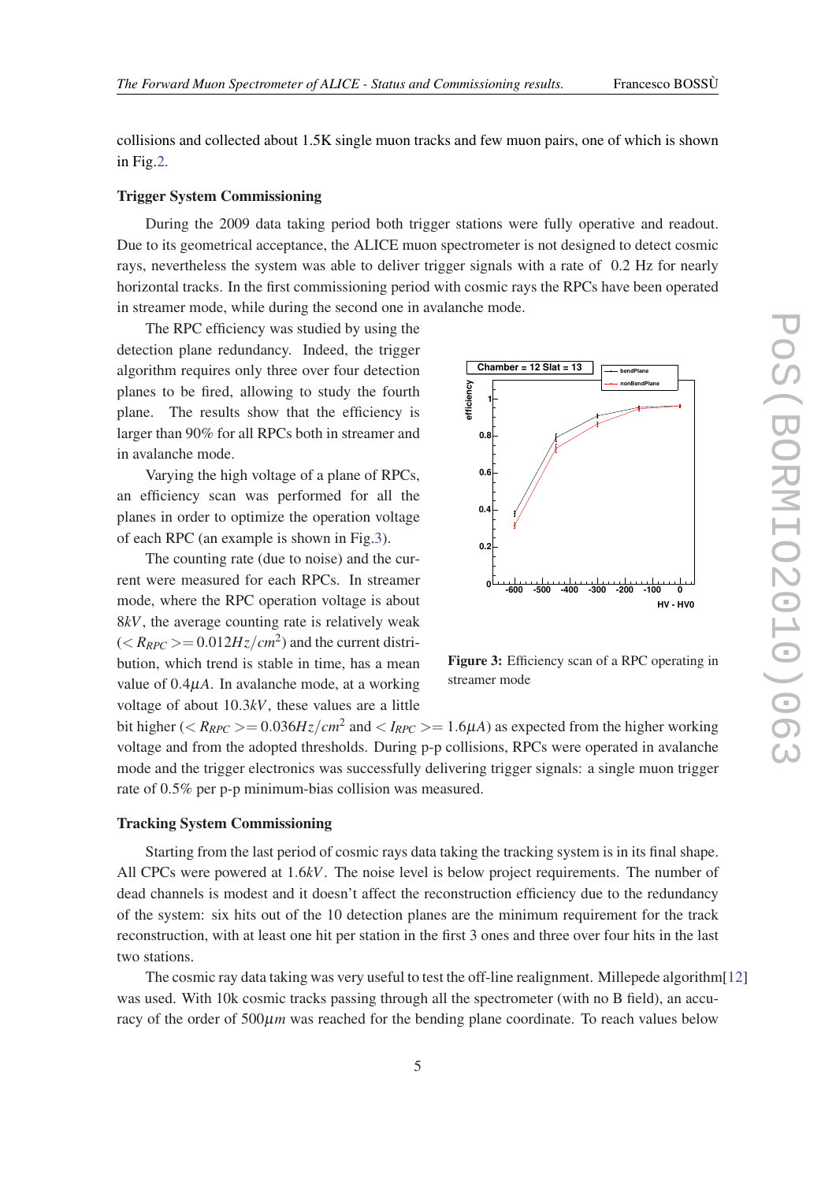collisions and collected about 1.5K single muon tracks and few muon pairs, one of which is shown in Fig.2.

### Trigger System Commissioning

During the 2009 data taking period both trigger stations were fully operative and readout. Due to its geometrical acceptance, the ALICE muon spectrometer is not designed to detect cosmic rays, nevertheless the system was able to deliver trigger signals with a rate of 0.2 Hz for nearly horizontal tracks. In the first commissioning period with cosmic rays the RPCs have been operated in streamer mode, while during the second one in avalanche mode.

The RPC efficiency was studied by using the detection plane redundancy. Indeed, the trigger algorithm requires only three over four detection planes to be fired, allowing to study the fourth plane. The results show that the efficiency is larger than 90% for all RPCs both in streamer and in avalanche mode.

Varying the high voltage of a plane of RPCs, an efficiency scan was performed for all the planes in order to optimize the operation voltage of each RPC (an example is shown in Fig.3).

**Figure 3:** Efficiency scan of a RPC operating in streamer mode

The counting rate (due to noise) and the current were measured for each RPCs. In streamer mode, where the RPC operation voltage is about $8kV$, the average counting rate is relatively weak ($< R_{RPC} >= 0.012 Hz/cm^2$) and the current distribution, which trend is stable in time, has a mean value of $0.4\mu A$. In avalanche mode, at a working voltage of about $10.3kV$, these values are a little bit higher ($< R_{RPC} >= 0.036 Hz/cm^2$ and $< I_{RPC} >= 1.6\mu A$) as expected from the higher working voltage and from the adopted thresholds. During p-p collisions, RPCs were operated in avalanche mode and the trigger electronics was successfully delivering trigger signals: a single muon trigger rate of 0.5% per p-p minimum-bias collision was measured.

### Tracking System Commissioning

Starting from the last period of cosmic rays data taking the tracking system is in its final shape. All CPCs were powered at $1.6kV$. The noise level is below project requirements. The number of dead channels is modest and it doesn't affect the reconstruction efficiency due to the redundancy of the system: six hits out of the 10 detection planes are the minimum requirement for the track reconstruction, with at least one hit per station in the first 3 ones and three over four hits in the last two stations.

The cosmic ray data taking was very useful to test the off-line realignment. Millepede algorithm[12] was used. With 10k cosmic tracks passing through all the spectrometer (with no B field), an accuracy of the order of $500\mu m$ was reached for the bending plane coordinate. To reach values below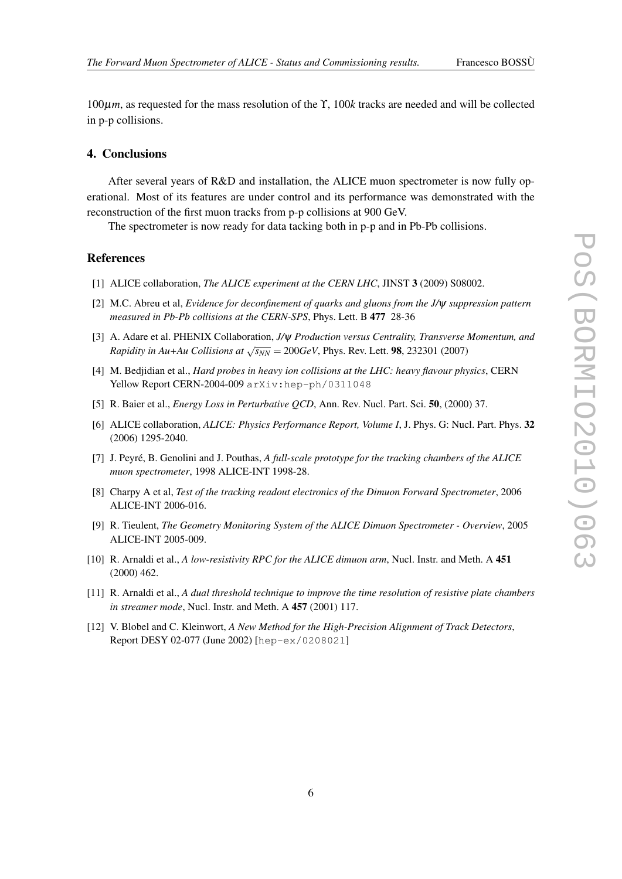$100\mu m$, as requested for the mass resolution of the $\Upsilon$, $100k$ tracks are needed and will be collected in p-p collisions.

## 4. Conclusions

After several years of R&D and installation, the ALICE muon spectrometer is now fully operational. Most of its features are under control and its performance was demonstrated with the reconstruction of the first muon tracks from p-p collisions at 900 GeV.

The spectrometer is now ready for data tacking both in p-p and in Pb-Pb collisions.

## References

[1] ALICE collaboration, *The ALICE experiment at the CERN LHC*, JINST **3** (2009) S08002.

[2] M.C. Abreu et al, *Evidence for deconfinement of quarks and gluons from the J/ψ suppression pattern measured in Pb-Pb collisions at the CERN-SPS*, Phys. Lett. B **477** 28-36

[3] A. Adare et al. PHENIX Collaboration, *J/ψ Production versus Centrality, Transverse Momentum, and Rapidity in Au+Au Collisions at* $\sqrt{s_{NN}} = 200GeV$, Phys. Rev. Lett. **98**, 232301 (2007)

[4] M. Bedjidian et al., *Hard probes in heavy ion collisions at the LHC: heavy flavour physics*, CERN Yellow Report CERN-2004-009 arXiv:hep-ph/0311048

[5] R. Baier et al., *Energy Loss in Perturbative QCD*, Ann. Rev. Nucl. Part. Sci. **50**, (2000) 37.

[6] ALICE collaboration, *ALICE: Physics Performance Report, Volume I*, J. Phys. G: Nucl. Part. Phys. **32** (2006) 1295-2040.

[7] J. Peyré, B. Genolini and J. Pouthas, *A full-scale prototype for the tracking chambers of the ALICE muon spectrometer*, 1998 ALICE-INT 1998-28.

[8] Charpy A et al, *Test of the tracking readout electronics of the Dimuon Forward Spectrometer*, 2006 ALICE-INT 2006-016.

[9] R. Tieulent, *The Geometry Monitoring System of the ALICE Dimuon Spectrometer - Overview*, 2005 ALICE-INT 2005-009.

[10] R. Arnaldi et al., *A low-resistivity RPC for the ALICE dimuon arm*, Nucl. Instr. and Meth. A **451** (2000) 462.

[11] R. Arnaldi et al., *A dual threshold technique to improve the time resolution of resistive plate chambers in streamer mode*, Nucl. Instr. and Meth. A **457** (2001) 117.

[12] V. Blobel and C. Kleinwort, *A New Method for the High-Precision Alignment of Track Detectors*, Report DESY 02-077 (June 2002) [hep-ex/0208021]